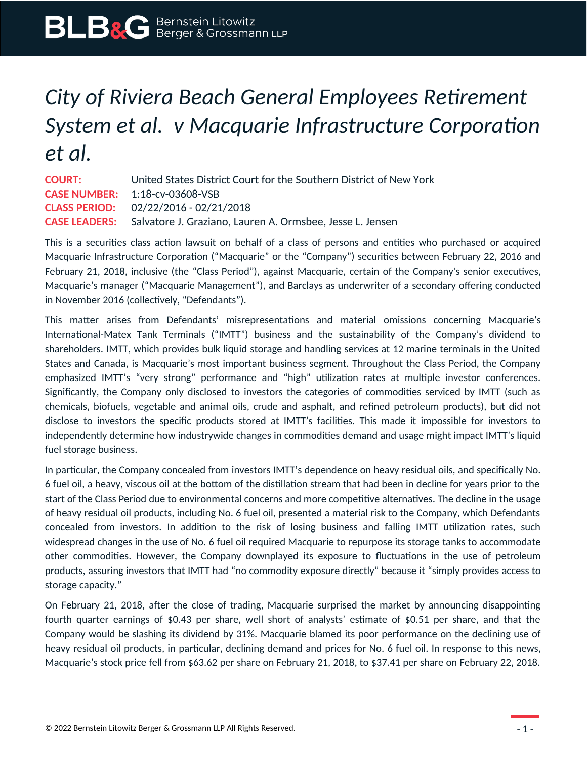# *City of Riviera Beach General Employees Retirement System et al. v Macquarie Infrastructure Corporation et al.*

**COURT:** United States District Court for the Southern District of New York
**CASE NUMBER:** 1:18-cv-03608-VSB
**CLASS PERIOD:** 02/22/2016 - 02/21/2018
**CASE LEADERS:** Salvatore J. Graziano, Lauren A. Ormsbee, Jesse L. Jensen

This is a securities class action lawsuit on behalf of a class of persons and entities who purchased or acquired Macquarie Infrastructure Corporation ("Macquarie" or the "Company") securities between February 22, 2016 and February 21, 2018, inclusive (the "Class Period"), against Macquarie, certain of the Company's senior executives, Macquarie's manager ("Macquarie Management"), and Barclays as underwriter of a secondary offering conducted in November 2016 (collectively, "Defendants").

This matter arises from Defendants' misrepresentations and material omissions concerning Macquarie's International-Matex Tank Terminals ("IMTT") business and the sustainability of the Company's dividend to shareholders. IMTT, which provides bulk liquid storage and handling services at 12 marine terminals in the United States and Canada, is Macquarie's most important business segment. Throughout the Class Period, the Company emphasized IMTT's "very strong" performance and "high" utilization rates at multiple investor conferences. Significantly, the Company only disclosed to investors the categories of commodities serviced by IMTT (such as chemicals, biofuels, vegetable and animal oils, crude and asphalt, and refined petroleum products), but did not disclose to investors the specific products stored at IMTT's facilities. This made it impossible for investors to independently determine how industrywide changes in commodities demand and usage might impact IMTT's liquid fuel storage business.

In particular, the Company concealed from investors IMTT's dependence on heavy residual oils, and specifically No. 6 fuel oil, a heavy, viscous oil at the bottom of the distillation stream that had been in decline for years prior to the start of the Class Period due to environmental concerns and more competitive alternatives. The decline in the usage of heavy residual oil products, including No. 6 fuel oil, presented a material risk to the Company, which Defendants concealed from investors. In addition to the risk of losing business and falling IMTT utilization rates, such widespread changes in the use of No. 6 fuel oil required Macquarie to repurpose its storage tanks to accommodate other commodities. However, the Company downplayed its exposure to fluctuations in the use of petroleum products, assuring investors that IMTT had "no commodity exposure directly" because it "simply provides access to storage capacity."

On February 21, 2018, after the close of trading, Macquarie surprised the market by announcing disappointing fourth quarter earnings of $0.43 per share, well short of analysts' estimate of $0.51 per share, and that the Company would be slashing its dividend by 31%. Macquarie blamed its poor performance on the declining use of heavy residual oil products, in particular, declining demand and prices for No. 6 fuel oil. In response to this news, Macquarie's stock price fell from $63.62 per share on February 21, 2018, to $37.41 per share on February 22, 2018.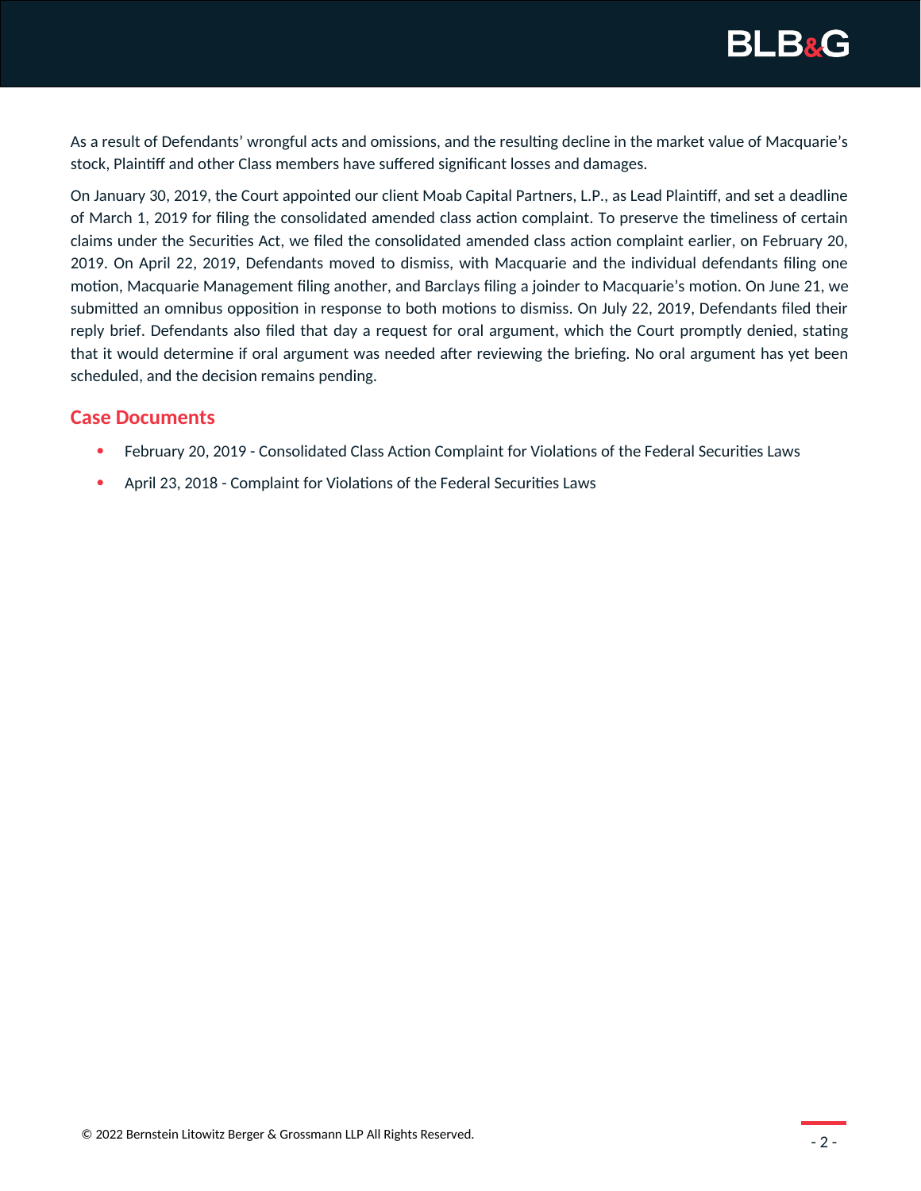As a result of Defendants' wrongful acts and omissions, and the resulting decline in the market value of Macquarie's stock, Plaintiff and other Class members have suffered significant losses and damages.

On January 30, 2019, the Court appointed our client Moab Capital Partners, L.P., as Lead Plaintiff, and set a deadline of March 1, 2019 for filing the consolidated amended class action complaint. To preserve the timeliness of certain claims under the Securities Act, we filed the consolidated amended class action complaint earlier, on February 20, 2019. On April 22, 2019, Defendants moved to dismiss, with Macquarie and the individual defendants filing one motion, Macquarie Management filing another, and Barclays filing a joinder to Macquarie's motion. On June 21, we submitted an omnibus opposition in response to both motions to dismiss. On July 22, 2019, Defendants filed their reply brief. Defendants also filed that day a request for oral argument, which the Court promptly denied, stating that it would determine if oral argument was needed after reviewing the briefing. No oral argument has yet been scheduled, and the decision remains pending.

## Case Documents

- February 20, 2019 - Consolidated Class Action Complaint for Violations of the Federal Securities Laws
- April 23, 2018 - Complaint for Violations of the Federal Securities Laws

© 2022 Bernstein Litowitz Berger & Grossmann LLP All Rights Reserved.